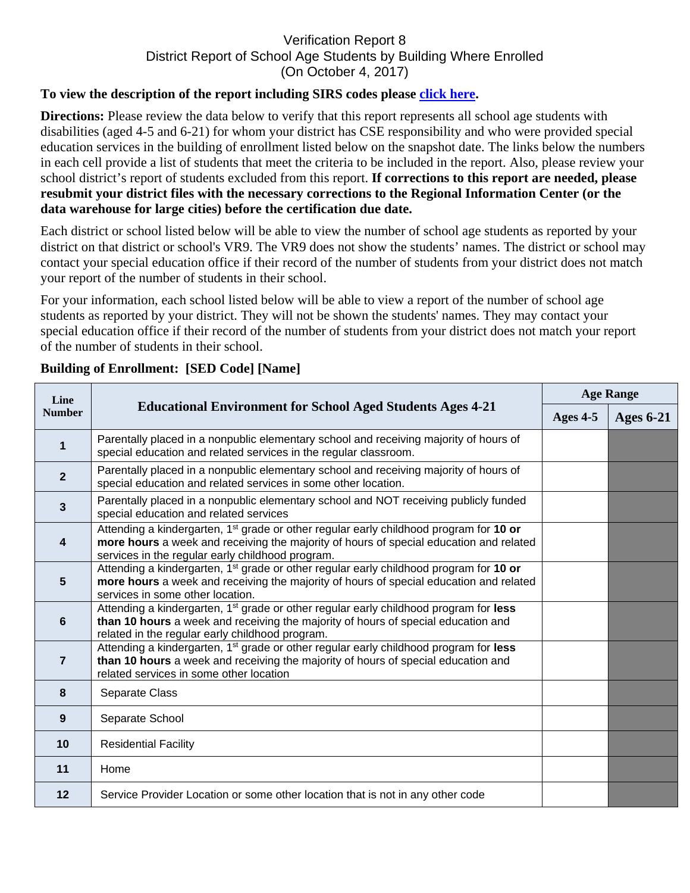# Verification Report 8
## District Report of School Age Students by Building Where Enrolled
### (On October 4, 2017)

**To view the description of the report including SIRS codes please click here.**

**Directions:** Please review the data below to verify that this report represents all school age students with disabilities (aged 4-5 and 6-21) for whom your district has CSE responsibility and who were provided special education services in the building of enrollment listed below on the snapshot date. The links below the numbers in each cell provide a list of students that meet the criteria to be included in the report. Also, please review your school district's report of students excluded from this report. **If corrections to this report are needed, please resubmit your district files with the necessary corrections to the Regional Information Center (or the data warehouse for large cities) before the certification due date.**

Each district or school listed below will be able to view the number of school age students as reported by your district on that district or school's VR9. The VR9 does not show the students' names. The district or school may contact your special education office if their record of the number of students from your district does not match your report of the number of students in their school.

For your information, each school listed below will be able to view a report of the number of school age students as reported by your district. They will not be shown the students' names. They may contact your special education office if their record of the number of students from your district does not match your report of the number of students in their school.

**Building of Enrollment: [SED Code] [Name]**

| Line Number | Educational Environment for School Aged Students Ages 4-21 | Age Range | |
|---|---|---|---|
| | | Ages 4-5 | Ages 6-21 |
| 1 | Parentally placed in a nonpublic elementary school and receiving majority of hours of special education and related services in the regular classroom. | | |
| 2 | Parentally placed in a nonpublic elementary school and receiving majority of hours of special education and related services in some other location. | | |
| 3 | Parentally placed in a nonpublic elementary school and NOT receiving publicly funded special education and related services | | |
| 4 | Attending a kindergarten, 1st grade or other regular early childhood program for **10 or more hours** a week and receiving the majority of hours of special education and related services in the regular early childhood program. | | |
| 5 | Attending a kindergarten, 1st grade or other regular early childhood program for **10 or more hours** a week and receiving the majority of hours of special education and related services in some other location. | | |
| 6 | Attending a kindergarten, 1st grade or other regular early childhood program for **less than 10 hours** a week and receiving the majority of hours of special education and related in the regular early childhood program. | | |
| 7 | Attending a kindergarten, 1st grade or other regular early childhood program for **less than 10 hours** a week and receiving the majority of hours of special education and related services in some other location | | |
| 8 | Separate Class | | |
| 9 | Separate School | | |
| 10 | Residential Facility | | |
| 11 | Home | | |
| 12 | Service Provider Location or some other location that is not in any other code | | |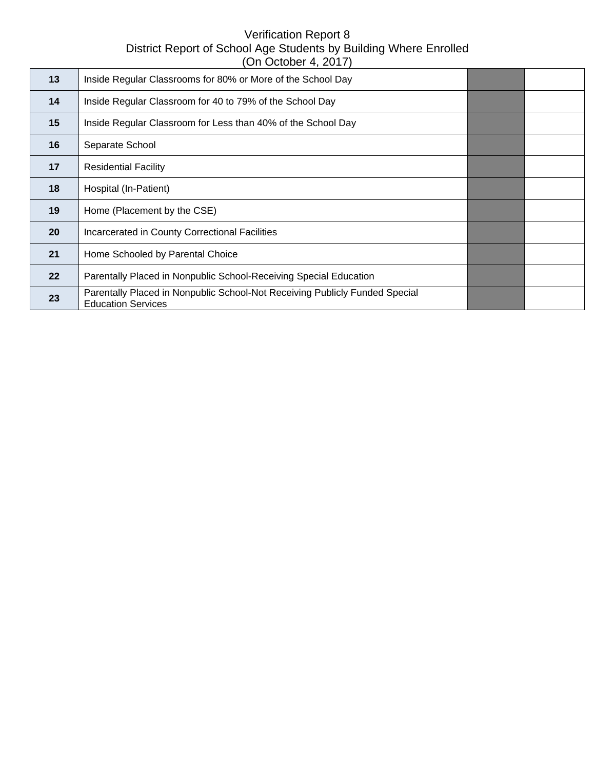Verification Report 8

District Report of School Age Students by Building Where Enrolled

(On October 4, 2017)

| | | | |
|---|---|---|---|
| **13** | Inside Regular Classrooms for 80% or More of the School Day | | |
| **14** | Inside Regular Classroom for 40 to 79% of the School Day | | |
| **15** | Inside Regular Classroom for Less than 40% of the School Day | | |
| **16** | Separate School | | |
| **17** | Residential Facility | | |
| **18** | Hospital (In-Patient) | | |
| **19** | Home (Placement by the CSE) | | |
| **20** | Incarcerated in County Correctional Facilities | | |
| **21** | Home Schooled by Parental Choice | | |
| **22** | Parentally Placed in Nonpublic School-Receiving Special Education | | |
| **23** | Parentally Placed in Nonpublic School-Not Receiving Publicly Funded Special Education Services | | |